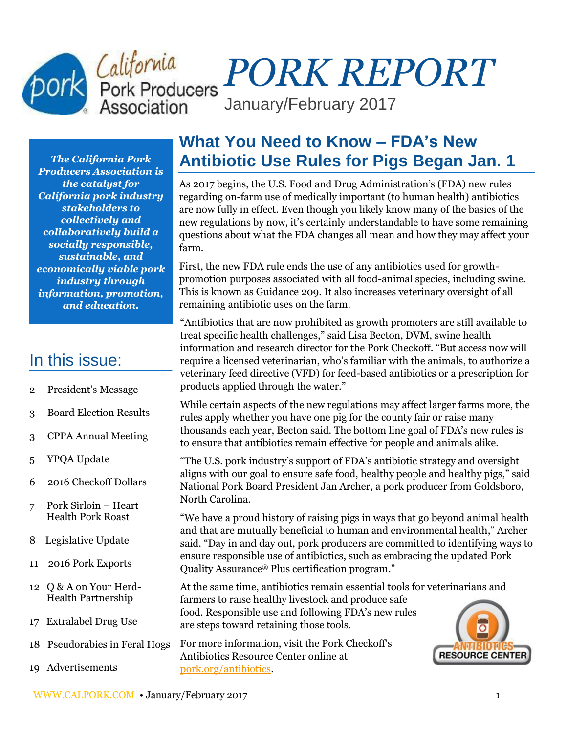# California Pork Producers Association

# PORK REPORT

January/February 2017

***The California Pork Producers Association is the catalyst for California pork industry stakeholders to collectively and collaboratively build a socially responsible, sustainable, and economically viable pork industry through information, promotion, and education.***

## In this issue:

- 2 President's Message
- 3 Board Election Results
- 3 CPPA Annual Meeting
- 5 YPQA Update
- 6 2016 Checkoff Dollars
- 7 Pork Sirloin – Heart Health Pork Roast
- 8 Legislative Update
- 11 2016 Pork Exports
- 12 Q & A on Your Herd-Health Partnership
- 17 Extralabel Drug Use
- 18 Pseudorabies in Feral Hogs
- 19 Advertisements

## What You Need to Know – FDA's New Antibiotic Use Rules for Pigs Began Jan. 1

As 2017 begins, the U.S. Food and Drug Administration's (FDA) new rules regarding on-farm use of medically important (to human health) antibiotics are now fully in effect. Even though you likely know many of the basics of the new regulations by now, it's certainly understandable to have some remaining questions about what the FDA changes all mean and how they may affect your farm.

First, the new FDA rule ends the use of any antibiotics used for growth-promotion purposes associated with all food-animal species, including swine. This is known as Guidance 209. It also increases veterinary oversight of all remaining antibiotic uses on the farm.

"Antibiotics that are now prohibited as growth promoters are still available to treat specific health challenges," said Lisa Becton, DVM, swine health information and research director for the Pork Checkoff. "But access now will require a licensed veterinarian, who's familiar with the animals, to authorize a veterinary feed directive (VFD) for feed-based antibiotics or a prescription for products applied through the water."

While certain aspects of the new regulations may affect larger farms more, the rules apply whether you have one pig for the county fair or raise many thousands each year, Becton said. The bottom line goal of FDA's new rules is to ensure that antibiotics remain effective for people and animals alike.

"The U.S. pork industry's support of FDA's antibiotic strategy and oversight aligns with our goal to ensure safe food, healthy people and healthy pigs," said National Pork Board President Jan Archer, a pork producer from Goldsboro, North Carolina.

"We have a proud history of raising pigs in ways that go beyond animal health and that are mutually beneficial to human and environmental health," Archer said. "Day in and day out, pork producers are committed to identifying ways to ensure responsible use of antibiotics, such as embracing the updated Pork Quality Assurance® Plus certification program."

At the same time, antibiotics remain essential tools for veterinarians and farmers to raise healthy livestock and produce safe food. Responsible use and following FDA's new rules are steps toward retaining those tools.

For more information, visit the Pork Checkoff's Antibiotics Resource Center online at pork.org/antibiotics.

ANTIBIOTICS RESOURCE CENTER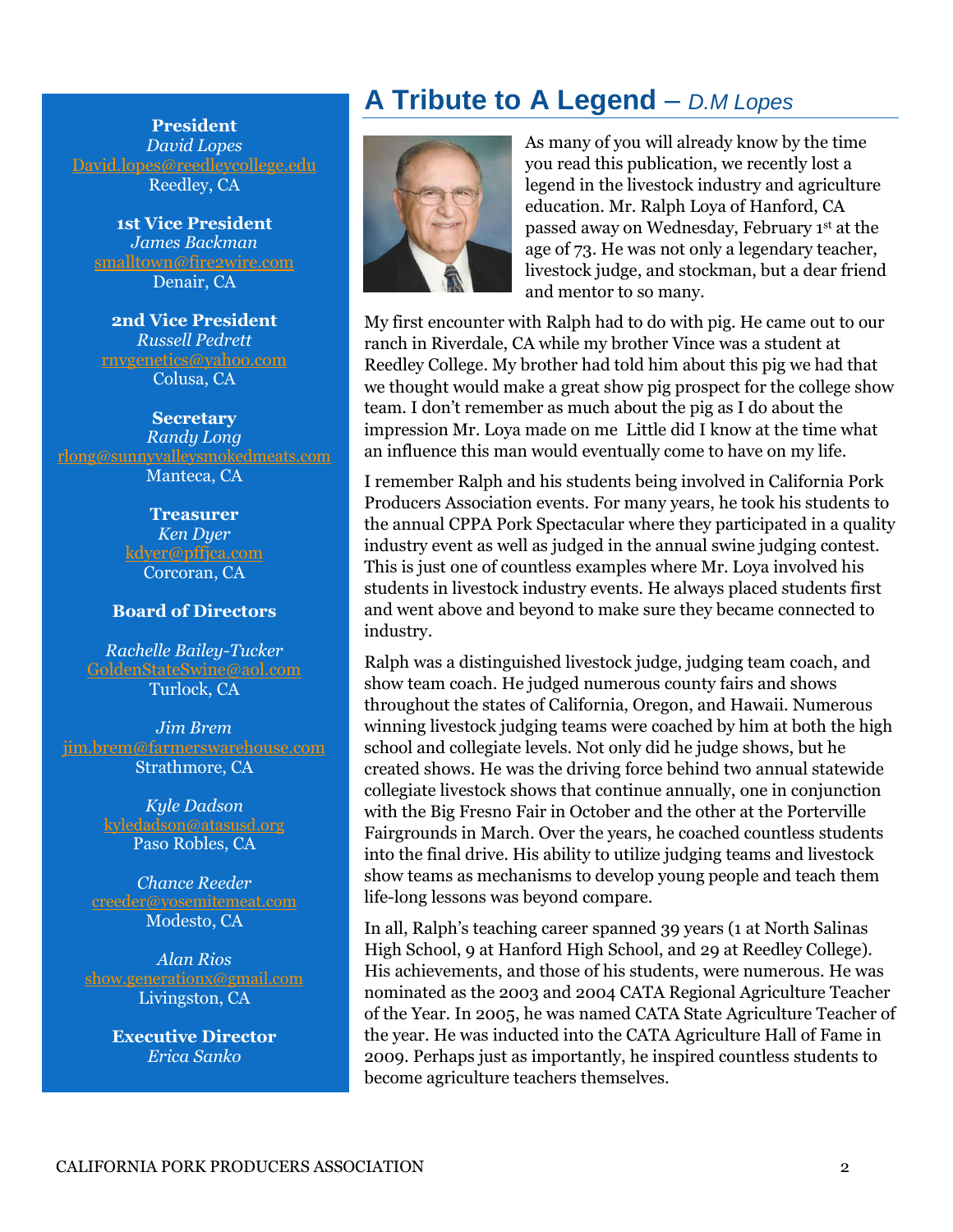**President**
*David Lopes*
David.lopes@reedleycollege.edu
Reedley, CA

**1st Vice President**
*James Backman*
smalltown@fire2wire.com
Denair, CA

**2nd Vice President**
*Russell Pedrett*
rnvgenetics@yahoo.com
Colusa, CA

**Secretary**
*Randy Long*
rlong@sunnyvalleysmokedmeats.com
Manteca, CA

**Treasurer**
*Ken Dyer*
kdyer@pffjca.com
Corcoran, CA

**Board of Directors**

*Rachelle Bailey-Tucker*
GoldenStateSwine@aol.com
Turlock, CA

*Jim Brem*
jim.brem@farmerswarehouse.com
Strathmore, CA

*Kyle Dadson*
kyledadson@atasusd.org
Paso Robles, CA

*Chance Reeder*
creeder@yosemitemeat.com
Modesto, CA

*Alan Rios*
show.generationx@gmail.com
Livingston, CA

**Executive Director**
*Erica Sanko*

# A Tribute to A Legend – *D.M Lopes*

As many of you will already know by the time you read this publication, we recently lost a legend in the livestock industry and agriculture education. Mr. Ralph Loya of Hanford, CA passed away on Wednesday, February 1st at the age of 73. He was not only a legendary teacher, livestock judge, and stockman, but a dear friend and mentor to so many.

My first encounter with Ralph had to do with pig. He came out to our ranch in Riverdale, CA while my brother Vince was a student at Reedley College. My brother had told him about this pig we had that we thought would make a great show pig prospect for the college show team. I don't remember as much about the pig as I do about the impression Mr. Loya made on me Little did I know at the time what an influence this man would eventually come to have on my life.

I remember Ralph and his students being involved in California Pork Producers Association events. For many years, he took his students to the annual CPPA Pork Spectacular where they participated in a quality industry event as well as judged in the annual swine judging contest. This is just one of countless examples where Mr. Loya involved his students in livestock industry events. He always placed students first and went above and beyond to make sure they became connected to industry.

Ralph was a distinguished livestock judge, judging team coach, and show team coach. He judged numerous county fairs and shows throughout the states of California, Oregon, and Hawaii. Numerous winning livestock judging teams were coached by him at both the high school and collegiate levels. Not only did he judge shows, but he created shows. He was the driving force behind two annual statewide collegiate livestock shows that continue annually, one in conjunction with the Big Fresno Fair in October and the other at the Porterville Fairgrounds in March. Over the years, he coached countless students into the final drive. His ability to utilize judging teams and livestock show teams as mechanisms to develop young people and teach them life-long lessons was beyond compare.

In all, Ralph's teaching career spanned 39 years (1 at North Salinas High School, 9 at Hanford High School, and 29 at Reedley College). His achievements, and those of his students, were numerous. He was nominated as the 2003 and 2004 CATA Regional Agriculture Teacher of the Year. In 2005, he was named CATA State Agriculture Teacher of the year. He was inducted into the CATA Agriculture Hall of Fame in 2009. Perhaps just as importantly, he inspired countless students to become agriculture teachers themselves.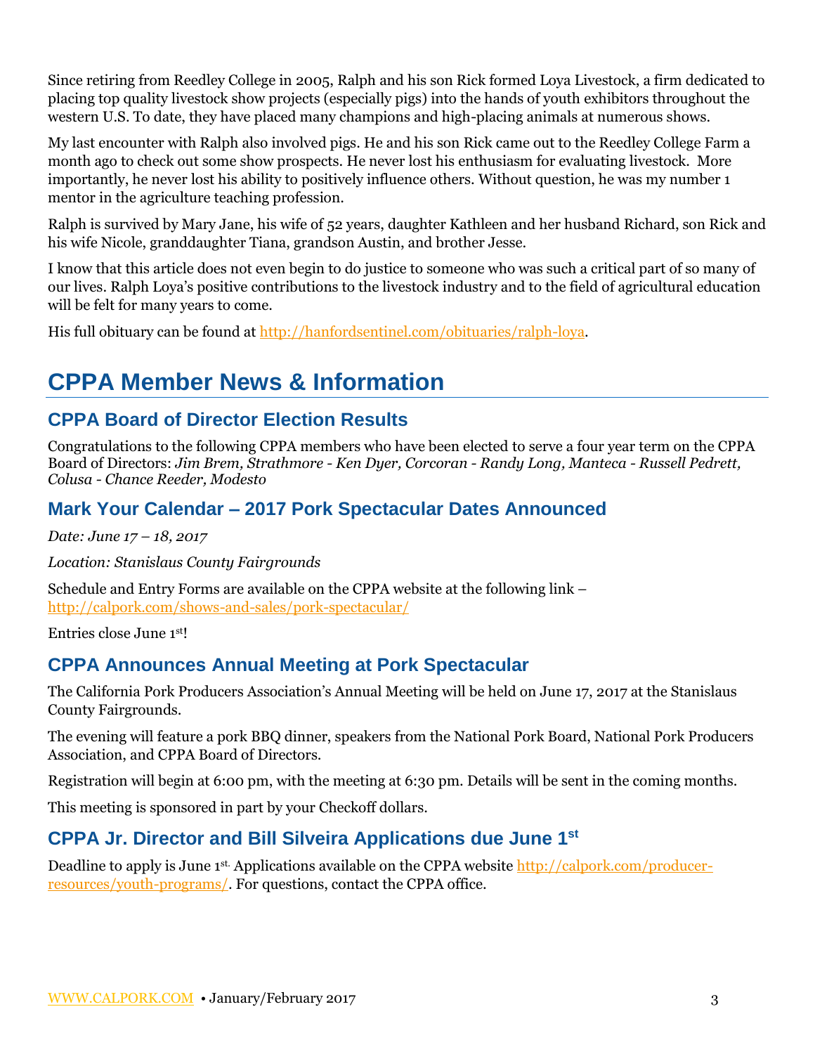Since retiring from Reedley College in 2005, Ralph and his son Rick formed Loya Livestock, a firm dedicated to placing top quality livestock show projects (especially pigs) into the hands of youth exhibitors throughout the western U.S. To date, they have placed many champions and high-placing animals at numerous shows.

My last encounter with Ralph also involved pigs. He and his son Rick came out to the Reedley College Farm a month ago to check out some show prospects. He never lost his enthusiasm for evaluating livestock. More importantly, he never lost his ability to positively influence others. Without question, he was my number 1 mentor in the agriculture teaching profession.

Ralph is survived by Mary Jane, his wife of 52 years, daughter Kathleen and her husband Richard, son Rick and his wife Nicole, granddaughter Tiana, grandson Austin, and brother Jesse.

I know that this article does not even begin to do justice to someone who was such a critical part of so many of our lives. Ralph Loya's positive contributions to the livestock industry and to the field of agricultural education will be felt for many years to come.

His full obituary can be found at http://hanfordsentinel.com/obituaries/ralph-loya.

# CPPA Member News & Information

## CPPA Board of Director Election Results

Congratulations to the following CPPA members who have been elected to serve a four year term on the CPPA Board of Directors: *Jim Brem, Strathmore - Ken Dyer, Corcoran - Randy Long, Manteca - Russell Pedrett, Colusa - Chance Reeder, Modesto*

## Mark Your Calendar – 2017 Pork Spectacular Dates Announced

*Date: June 17 – 18, 2017*

*Location: Stanislaus County Fairgrounds*

Schedule and Entry Forms are available on the CPPA website at the following link – http://calpork.com/shows-and-sales/pork-spectacular/

Entries close June 1st!

## CPPA Announces Annual Meeting at Pork Spectacular

The California Pork Producers Association's Annual Meeting will be held on June 17, 2017 at the Stanislaus County Fairgrounds.

The evening will feature a pork BBQ dinner, speakers from the National Pork Board, National Pork Producers Association, and CPPA Board of Directors.

Registration will begin at 6:00 pm, with the meeting at 6:30 pm. Details will be sent in the coming months.

This meeting is sponsored in part by your Checkoff dollars.

## CPPA Jr. Director and Bill Silveira Applications due June 1st

Deadline to apply is June 1st. Applications available on the CPPA website http://calpork.com/producer-resources/youth-programs/. For questions, contact the CPPA office.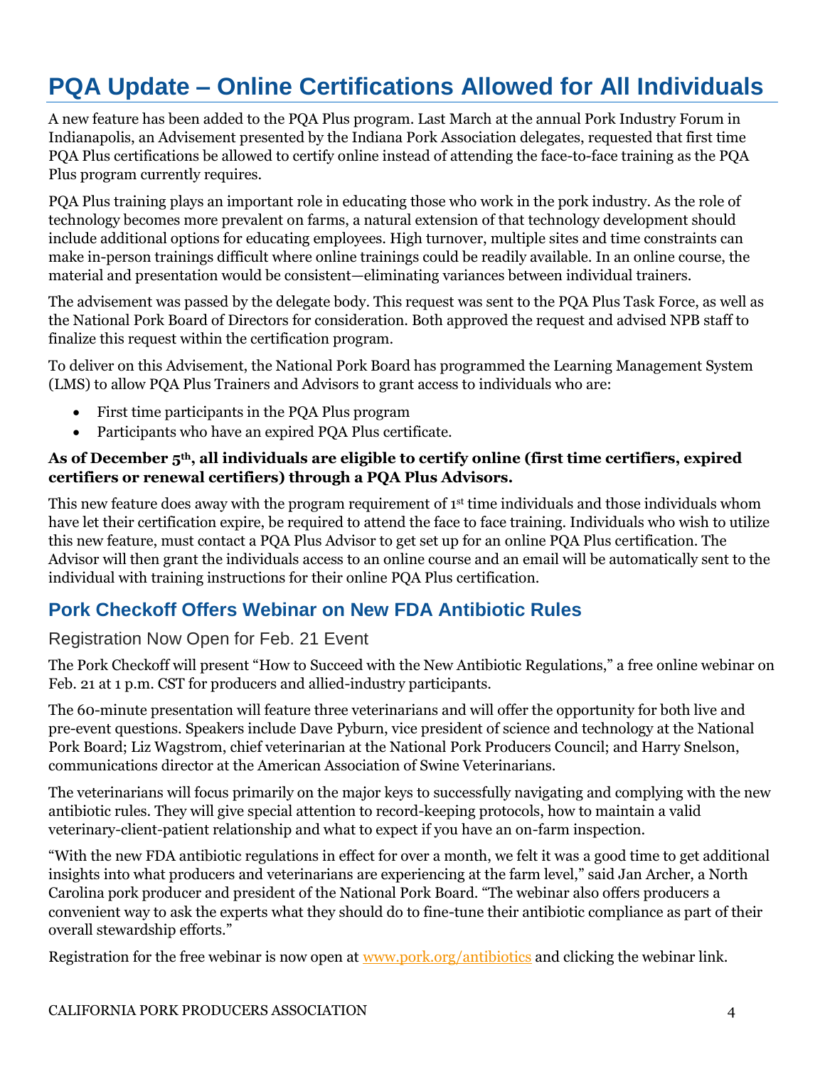# PQA Update – Online Certifications Allowed for All Individuals

A new feature has been added to the PQA Plus program. Last March at the annual Pork Industry Forum in Indianapolis, an Advisement presented by the Indiana Pork Association delegates, requested that first time PQA Plus certifications be allowed to certify online instead of attending the face-to-face training as the PQA Plus program currently requires.

PQA Plus training plays an important role in educating those who work in the pork industry. As the role of technology becomes more prevalent on farms, a natural extension of that technology development should include additional options for educating employees. High turnover, multiple sites and time constraints can make in-person trainings difficult where online trainings could be readily available. In an online course, the material and presentation would be consistent—eliminating variances between individual trainers.

The advisement was passed by the delegate body. This request was sent to the PQA Plus Task Force, as well as the National Pork Board of Directors for consideration. Both approved the request and advised NPB staff to finalize this request within the certification program.

To deliver on this Advisement, the National Pork Board has programmed the Learning Management System (LMS) to allow PQA Plus Trainers and Advisors to grant access to individuals who are:

- First time participants in the PQA Plus program
- Participants who have an expired PQA Plus certificate.

**As of December 5th, all individuals are eligible to certify online (first time certifiers, expired certifiers or renewal certifiers) through a PQA Plus Advisors.**

This new feature does away with the program requirement of 1st time individuals and those individuals whom have let their certification expire, be required to attend the face to face training. Individuals who wish to utilize this new feature, must contact a PQA Plus Advisor to get set up for an online PQA Plus certification. The Advisor will then grant the individuals access to an online course and an email will be automatically sent to the individual with training instructions for their online PQA Plus certification.

## Pork Checkoff Offers Webinar on New FDA Antibiotic Rules

### Registration Now Open for Feb. 21 Event

The Pork Checkoff will present "How to Succeed with the New Antibiotic Regulations," a free online webinar on Feb. 21 at 1 p.m. CST for producers and allied-industry participants.

The 60-minute presentation will feature three veterinarians and will offer the opportunity for both live and pre-event questions. Speakers include Dave Pyburn, vice president of science and technology at the National Pork Board; Liz Wagstrom, chief veterinarian at the National Pork Producers Council; and Harry Snelson, communications director at the American Association of Swine Veterinarians.

The veterinarians will focus primarily on the major keys to successfully navigating and complying with the new antibiotic rules. They will give special attention to record-keeping protocols, how to maintain a valid veterinary-client-patient relationship and what to expect if you have an on-farm inspection.

"With the new FDA antibiotic regulations in effect for over a month, we felt it was a good time to get additional insights into what producers and veterinarians are experiencing at the farm level," said Jan Archer, a North Carolina pork producer and president of the National Pork Board. "The webinar also offers producers a convenient way to ask the experts what they should do to fine-tune their antibiotic compliance as part of their overall stewardship efforts."

Registration for the free webinar is now open at [www.pork.org/antibiotics](www.pork.org/antibiotics) and clicking the webinar link.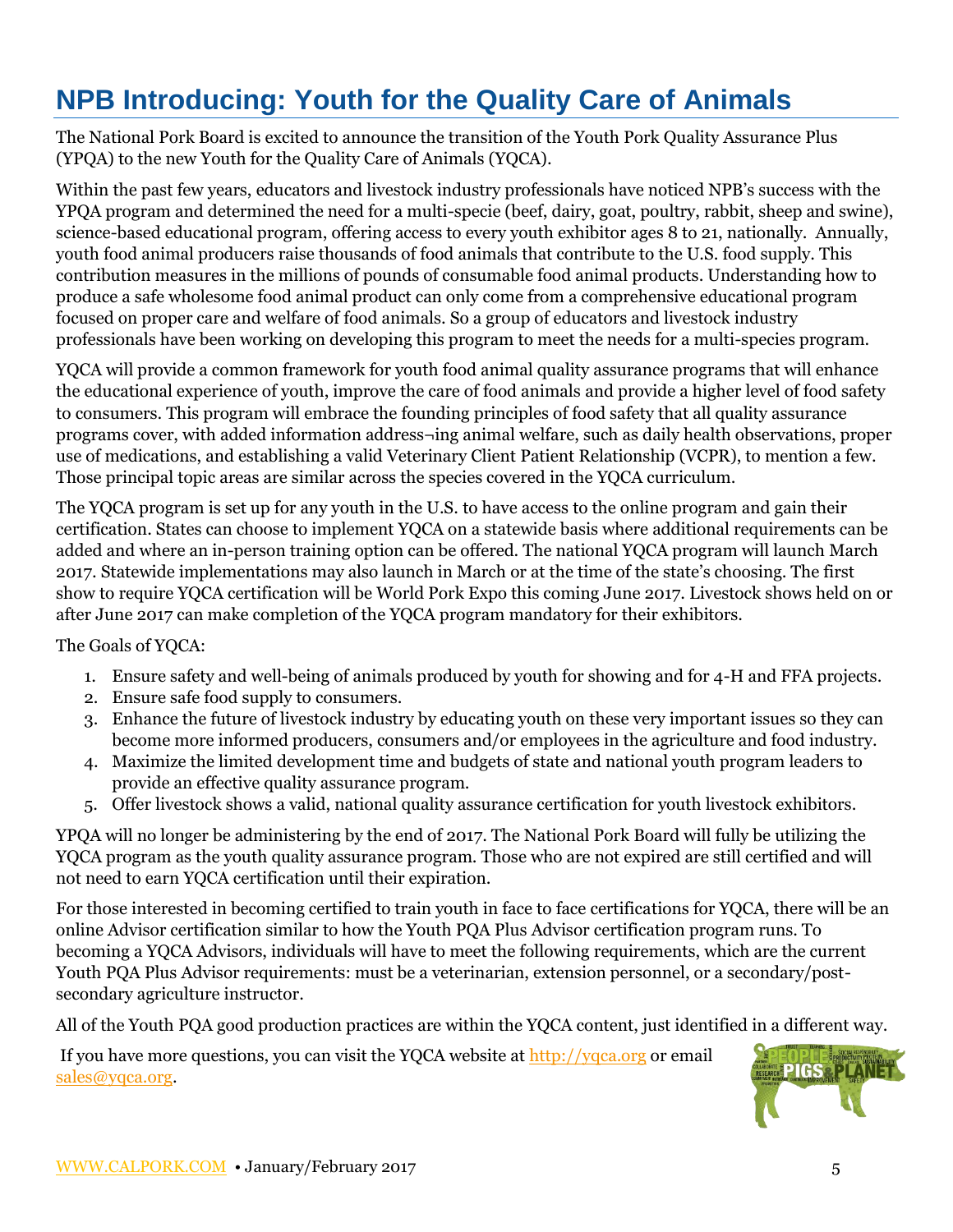# NPB Introducing: Youth for the Quality Care of Animals

The National Pork Board is excited to announce the transition of the Youth Pork Quality Assurance Plus (YPQA) to the new Youth for the Quality Care of Animals (YQCA).

Within the past few years, educators and livestock industry professionals have noticed NPB's success with the YPQA program and determined the need for a multi-specie (beef, dairy, goat, poultry, rabbit, sheep and swine), science-based educational program, offering access to every youth exhibitor ages 8 to 21, nationally. Annually, youth food animal producers raise thousands of food animals that contribute to the U.S. food supply. This contribution measures in the millions of pounds of consumable food animal products. Understanding how to produce a safe wholesome food animal product can only come from a comprehensive educational program focused on proper care and welfare of food animals. So a group of educators and livestock industry professionals have been working on developing this program to meet the needs for a multi-species program.

YQCA will provide a common framework for youth food animal quality assurance programs that will enhance the educational experience of youth, improve the care of food animals and provide a higher level of food safety to consumers. This program will embrace the founding principles of food safety that all quality assurance programs cover, with added information address¬ing animal welfare, such as daily health observations, proper use of medications, and establishing a valid Veterinary Client Patient Relationship (VCPR), to mention a few. Those principal topic areas are similar across the species covered in the YQCA curriculum.

The YQCA program is set up for any youth in the U.S. to have access to the online program and gain their certification. States can choose to implement YQCA on a statewide basis where additional requirements can be added and where an in-person training option can be offered. The national YQCA program will launch March 2017. Statewide implementations may also launch in March or at the time of the state's choosing. The first show to require YQCA certification will be World Pork Expo this coming June 2017. Livestock shows held on or after June 2017 can make completion of the YQCA program mandatory for their exhibitors.

The Goals of YQCA:

1. Ensure safety and well-being of animals produced by youth for showing and for 4-H and FFA projects.
2. Ensure safe food supply to consumers.
3. Enhance the future of livestock industry by educating youth on these very important issues so they can become more informed producers, consumers and/or employees in the agriculture and food industry.
4. Maximize the limited development time and budgets of state and national youth program leaders to provide an effective quality assurance program.
5. Offer livestock shows a valid, national quality assurance certification for youth livestock exhibitors.

YPQA will no longer be administering by the end of 2017. The National Pork Board will fully be utilizing the YQCA program as the youth quality assurance program. Those who are not expired are still certified and will not need to earn YQCA certification until their expiration.

For those interested in becoming certified to train youth in face to face certifications for YQCA, there will be an online Advisor certification similar to how the Youth PQA Plus Advisor certification program runs. To becoming a YQCA Advisors, individuals will have to meet the following requirements, which are the current Youth PQA Plus Advisor requirements: must be a veterinarian, extension personnel, or a secondary/post-secondary agriculture instructor.

All of the Youth PQA good production practices are within the YQCA content, just identified in a different way.

If you have more questions, you can visit the YQCA website at http://yqca.org or email sales@yqca.org.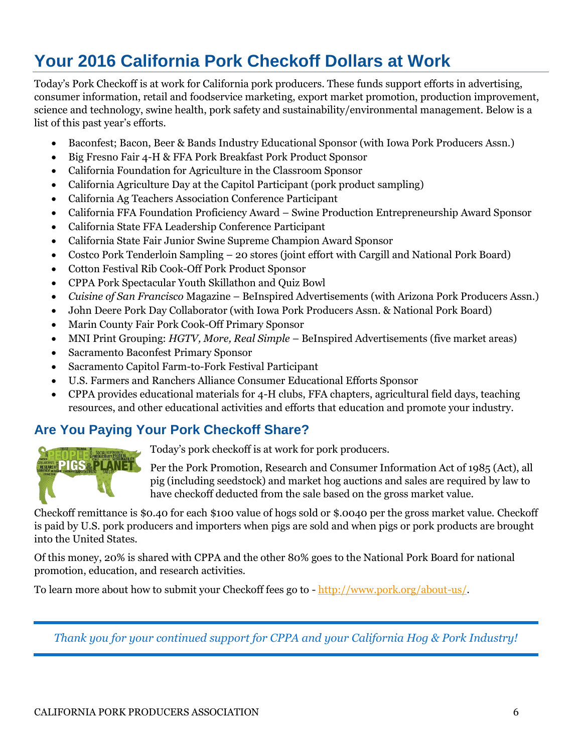# Your 2016 California Pork Checkoff Dollars at Work

Today's Pork Checkoff is at work for California pork producers. These funds support efforts in advertising, consumer information, retail and foodservice marketing, export market promotion, production improvement, science and technology, swine health, pork safety and sustainability/environmental management. Below is a list of this past year's efforts.

- Baconfest; Bacon, Beer & Bands Industry Educational Sponsor (with Iowa Pork Producers Assn.)
- Big Fresno Fair 4-H & FFA Pork Breakfast Pork Product Sponsor
- California Foundation for Agriculture in the Classroom Sponsor
- California Agriculture Day at the Capitol Participant (pork product sampling)
- California Ag Teachers Association Conference Participant
- California FFA Foundation Proficiency Award – Swine Production Entrepreneurship Award Sponsor
- California State FFA Leadership Conference Participant
- California State Fair Junior Swine Supreme Champion Award Sponsor
- Costco Pork Tenderloin Sampling – 20 stores (joint effort with Cargill and National Pork Board)
- Cotton Festival Rib Cook-Off Pork Product Sponsor
- CPPA Pork Spectacular Youth Skillathon and Quiz Bowl
- *Cuisine of San Francisco* Magazine – BeInspired Advertisements (with Arizona Pork Producers Assn.)
- John Deere Pork Day Collaborator (with Iowa Pork Producers Assn. & National Pork Board)
- Marin County Fair Pork Cook-Off Primary Sponsor
- MNI Print Grouping: *HGTV, More, Real Simple* – BeInspired Advertisements (five market areas)
- Sacramento Baconfest Primary Sponsor
- Sacramento Capitol Farm-to-Fork Festival Participant
- U.S. Farmers and Ranchers Alliance Consumer Educational Efforts Sponsor
- CPPA provides educational materials for 4-H clubs, FFA chapters, agricultural field days, teaching resources, and other educational activities and efforts that education and promote your industry.

## Are You Paying Your Pork Checkoff Share?

Today's pork checkoff is at work for pork producers.

Per the Pork Promotion, Research and Consumer Information Act of 1985 (Act), all pig (including seedstock) and market hog auctions and sales are required by law to have checkoff deducted from the sale based on the gross market value.

Checkoff remittance is $0.40 for each $100 value of hogs sold or $.0040 per the gross market value. Checkoff is paid by U.S. pork producers and importers when pigs are sold and when pigs or pork products are brought into the United States.

Of this money, 20% is shared with CPPA and the other 80% goes to the National Pork Board for national promotion, education, and research activities.

To learn more about how to submit your Checkoff fees go to - http://www.pork.org/about-us/.

*Thank you for your continued support for CPPA and your California Hog & Pork Industry!*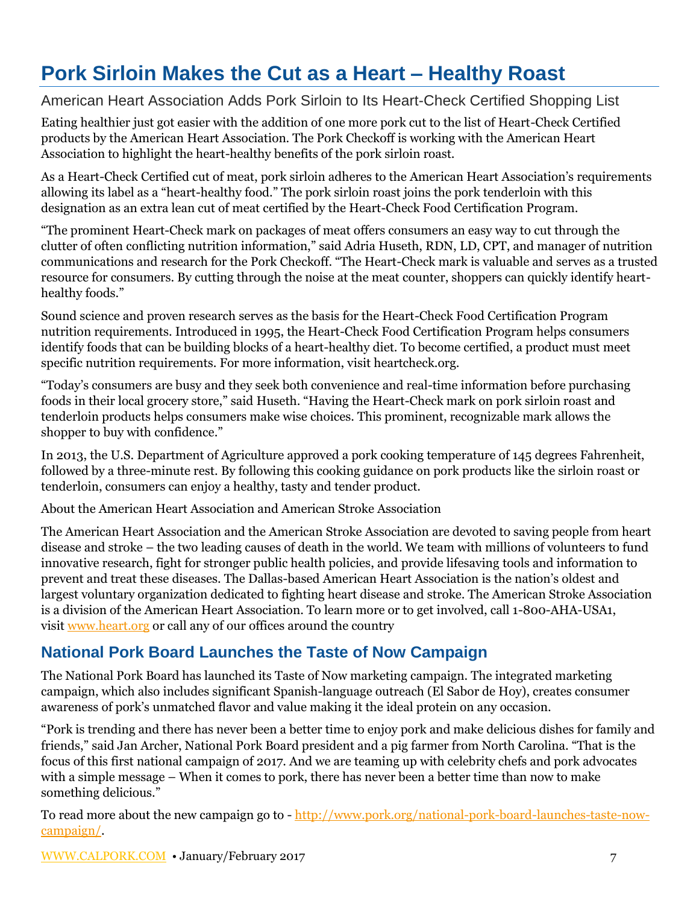# Pork Sirloin Makes the Cut as a Heart – Healthy Roast

## American Heart Association Adds Pork Sirloin to Its Heart-Check Certified Shopping List

Eating healthier just got easier with the addition of one more pork cut to the list of Heart-Check Certified products by the American Heart Association. The Pork Checkoff is working with the American Heart Association to highlight the heart-healthy benefits of the pork sirloin roast.

As a Heart-Check Certified cut of meat, pork sirloin adheres to the American Heart Association's requirements allowing its label as a "heart-healthy food." The pork sirloin roast joins the pork tenderloin with this designation as an extra lean cut of meat certified by the Heart-Check Food Certification Program.

"The prominent Heart-Check mark on packages of meat offers consumers an easy way to cut through the clutter of often conflicting nutrition information," said Adria Huseth, RDN, LD, CPT, and manager of nutrition communications and research for the Pork Checkoff. "The Heart-Check mark is valuable and serves as a trusted resource for consumers. By cutting through the noise at the meat counter, shoppers can quickly identify heart-healthy foods."

Sound science and proven research serves as the basis for the Heart-Check Food Certification Program nutrition requirements. Introduced in 1995, the Heart-Check Food Certification Program helps consumers identify foods that can be building blocks of a heart-healthy diet. To become certified, a product must meet specific nutrition requirements. For more information, visit heartcheck.org.

"Today's consumers are busy and they seek both convenience and real-time information before purchasing foods in their local grocery store," said Huseth. "Having the Heart-Check mark on pork sirloin roast and tenderloin products helps consumers make wise choices. This prominent, recognizable mark allows the shopper to buy with confidence."

In 2013, the U.S. Department of Agriculture approved a pork cooking temperature of 145 degrees Fahrenheit, followed by a three-minute rest. By following this cooking guidance on pork products like the sirloin roast or tenderloin, consumers can enjoy a healthy, tasty and tender product.

About the American Heart Association and American Stroke Association

The American Heart Association and the American Stroke Association are devoted to saving people from heart disease and stroke – the two leading causes of death in the world. We team with millions of volunteers to fund innovative research, fight for stronger public health policies, and provide lifesaving tools and information to prevent and treat these diseases. The Dallas-based American Heart Association is the nation's oldest and largest voluntary organization dedicated to fighting heart disease and stroke. The American Stroke Association is a division of the American Heart Association. To learn more or to get involved, call 1-800-AHA-USA1, visit www.heart.org or call any of our offices around the country

## National Pork Board Launches the Taste of Now Campaign

The National Pork Board has launched its Taste of Now marketing campaign. The integrated marketing campaign, which also includes significant Spanish-language outreach (El Sabor de Hoy), creates consumer awareness of pork's unmatched flavor and value making it the ideal protein on any occasion.

"Pork is trending and there has never been a better time to enjoy pork and make delicious dishes for family and friends," said Jan Archer, National Pork Board president and a pig farmer from North Carolina. "That is the focus of this first national campaign of 2017. And we are teaming up with celebrity chefs and pork advocates with a simple message – When it comes to pork, there has never been a better time than now to make something delicious."

To read more about the new campaign go to - http://www.pork.org/national-pork-board-launches-taste-now-campaign/.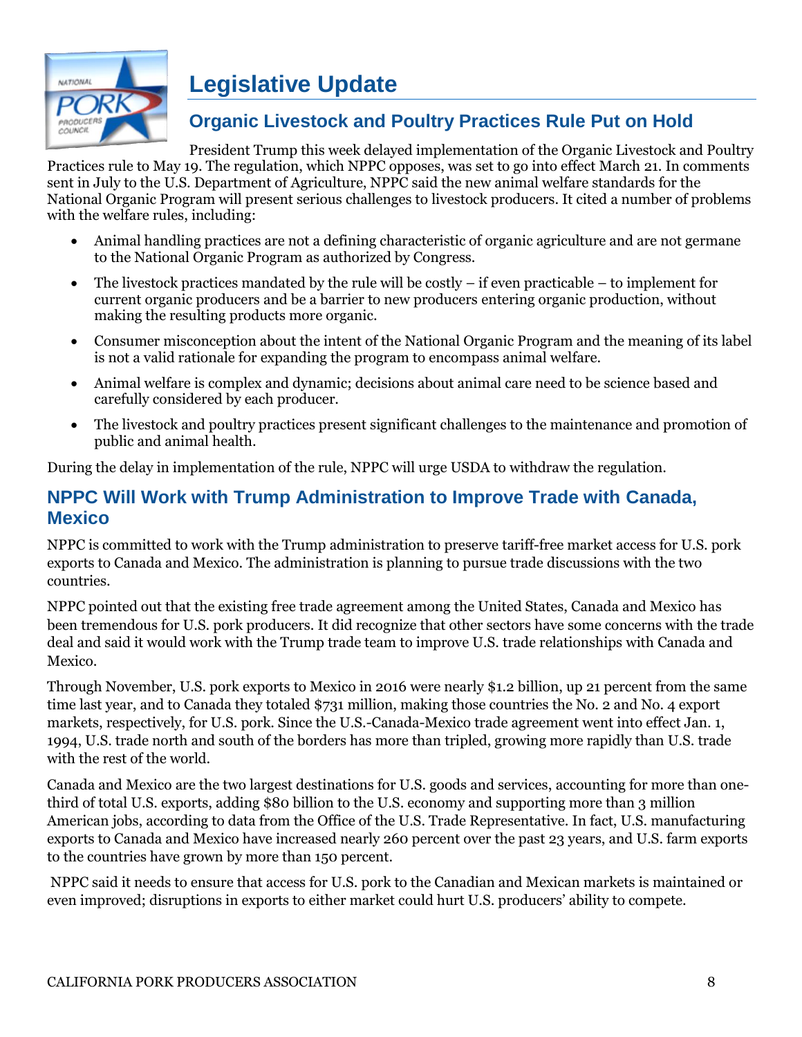# Legislative Update

## Organic Livestock and Poultry Practices Rule Put on Hold

President Trump this week delayed implementation of the Organic Livestock and Poultry Practices rule to May 19. The regulation, which NPPC opposes, was set to go into effect March 21. In comments sent in July to the U.S. Department of Agriculture, NPPC said the new animal welfare standards for the National Organic Program will present serious challenges to livestock producers. It cited a number of problems with the welfare rules, including:

- Animal handling practices are not a defining characteristic of organic agriculture and are not germane to the National Organic Program as authorized by Congress.
- The livestock practices mandated by the rule will be costly – if even practicable – to implement for current organic producers and be a barrier to new producers entering organic production, without making the resulting products more organic.
- Consumer misconception about the intent of the National Organic Program and the meaning of its label is not a valid rationale for expanding the program to encompass animal welfare.
- Animal welfare is complex and dynamic; decisions about animal care need to be science based and carefully considered by each producer.
- The livestock and poultry practices present significant challenges to the maintenance and promotion of public and animal health.

During the delay in implementation of the rule, NPPC will urge USDA to withdraw the regulation.

## NPPC Will Work with Trump Administration to Improve Trade with Canada, Mexico

NPPC is committed to work with the Trump administration to preserve tariff-free market access for U.S. pork exports to Canada and Mexico. The administration is planning to pursue trade discussions with the two countries.

NPPC pointed out that the existing free trade agreement among the United States, Canada and Mexico has been tremendous for U.S. pork producers. It did recognize that other sectors have some concerns with the trade deal and said it would work with the Trump trade team to improve U.S. trade relationships with Canada and Mexico.

Through November, U.S. pork exports to Mexico in 2016 were nearly $1.2 billion, up 21 percent from the same time last year, and to Canada they totaled $731 million, making those countries the No. 2 and No. 4 export markets, respectively, for U.S. pork. Since the U.S.-Canada-Mexico trade agreement went into effect Jan. 1, 1994, U.S. trade north and south of the borders has more than tripled, growing more rapidly than U.S. trade with the rest of the world.

Canada and Mexico are the two largest destinations for U.S. goods and services, accounting for more than one-third of total U.S. exports, adding $80 billion to the U.S. economy and supporting more than 3 million American jobs, according to data from the Office of the U.S. Trade Representative. In fact, U.S. manufacturing exports to Canada and Mexico have increased nearly 260 percent over the past 23 years, and U.S. farm exports to the countries have grown by more than 150 percent.

NPPC said it needs to ensure that access for U.S. pork to the Canadian and Mexican markets is maintained or even improved; disruptions in exports to either market could hurt U.S. producers' ability to compete.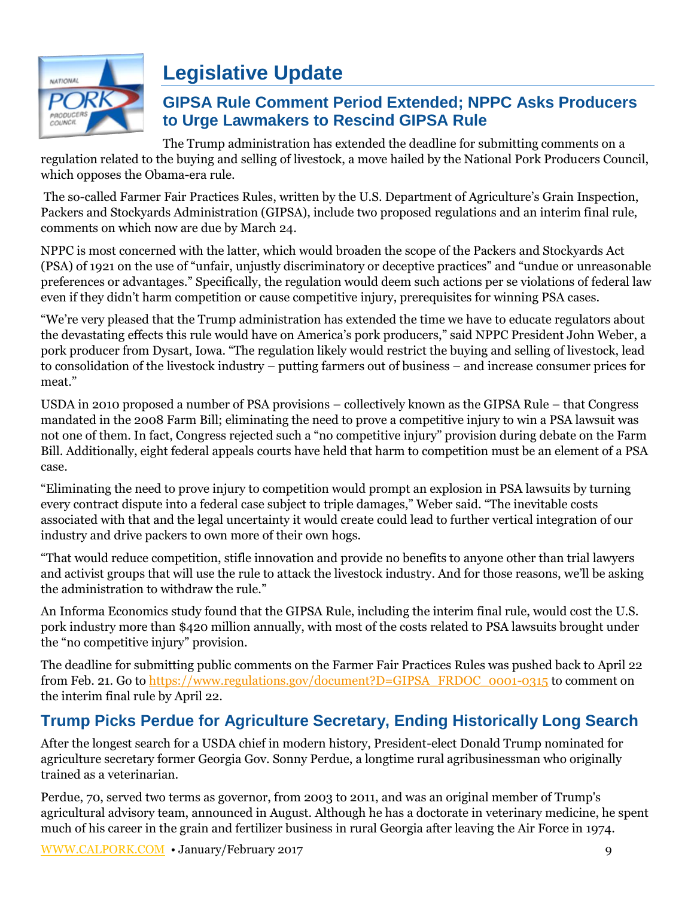# Legislative Update

## GIPSA Rule Comment Period Extended; NPPC Asks Producers to Urge Lawmakers to Rescind GIPSA Rule

The Trump administration has extended the deadline for submitting comments on a regulation related to the buying and selling of livestock, a move hailed by the National Pork Producers Council, which opposes the Obama-era rule.

The so-called Farmer Fair Practices Rules, written by the U.S. Department of Agriculture's Grain Inspection, Packers and Stockyards Administration (GIPSA), include two proposed regulations and an interim final rule, comments on which now are due by March 24.

NPPC is most concerned with the latter, which would broaden the scope of the Packers and Stockyards Act (PSA) of 1921 on the use of "unfair, unjustly discriminatory or deceptive practices" and "undue or unreasonable preferences or advantages." Specifically, the regulation would deem such actions per se violations of federal law even if they didn't harm competition or cause competitive injury, prerequisites for winning PSA cases.

"We're very pleased that the Trump administration has extended the time we have to educate regulators about the devastating effects this rule would have on America's pork producers," said NPPC President John Weber, a pork producer from Dysart, Iowa. "The regulation likely would restrict the buying and selling of livestock, lead to consolidation of the livestock industry – putting farmers out of business – and increase consumer prices for meat."

USDA in 2010 proposed a number of PSA provisions – collectively known as the GIPSA Rule – that Congress mandated in the 2008 Farm Bill; eliminating the need to prove a competitive injury to win a PSA lawsuit was not one of them. In fact, Congress rejected such a "no competitive injury" provision during debate on the Farm Bill. Additionally, eight federal appeals courts have held that harm to competition must be an element of a PSA case.

"Eliminating the need to prove injury to competition would prompt an explosion in PSA lawsuits by turning every contract dispute into a federal case subject to triple damages," Weber said. "The inevitable costs associated with that and the legal uncertainty it would create could lead to further vertical integration of our industry and drive packers to own more of their own hogs.

"That would reduce competition, stifle innovation and provide no benefits to anyone other than trial lawyers and activist groups that will use the rule to attack the livestock industry. And for those reasons, we'll be asking the administration to withdraw the rule."

An Informa Economics study found that the GIPSA Rule, including the interim final rule, would cost the U.S. pork industry more than $420 million annually, with most of the costs related to PSA lawsuits brought under the "no competitive injury" provision.

The deadline for submitting public comments on the Farmer Fair Practices Rules was pushed back to April 22 from Feb. 21. Go to https://www.regulations.gov/document?D=GIPSA_FRDOC_0001-0315 to comment on the interim final rule by April 22.

## Trump Picks Perdue for Agriculture Secretary, Ending Historically Long Search

After the longest search for a USDA chief in modern history, President-elect Donald Trump nominated for agriculture secretary former Georgia Gov. Sonny Perdue, a longtime rural agribusinessman who originally trained as a veterinarian.

Perdue, 70, served two terms as governor, from 2003 to 2011, and was an original member of Trump's agricultural advisory team, announced in August. Although he has a doctorate in veterinary medicine, he spent much of his career in the grain and fertilizer business in rural Georgia after leaving the Air Force in 1974.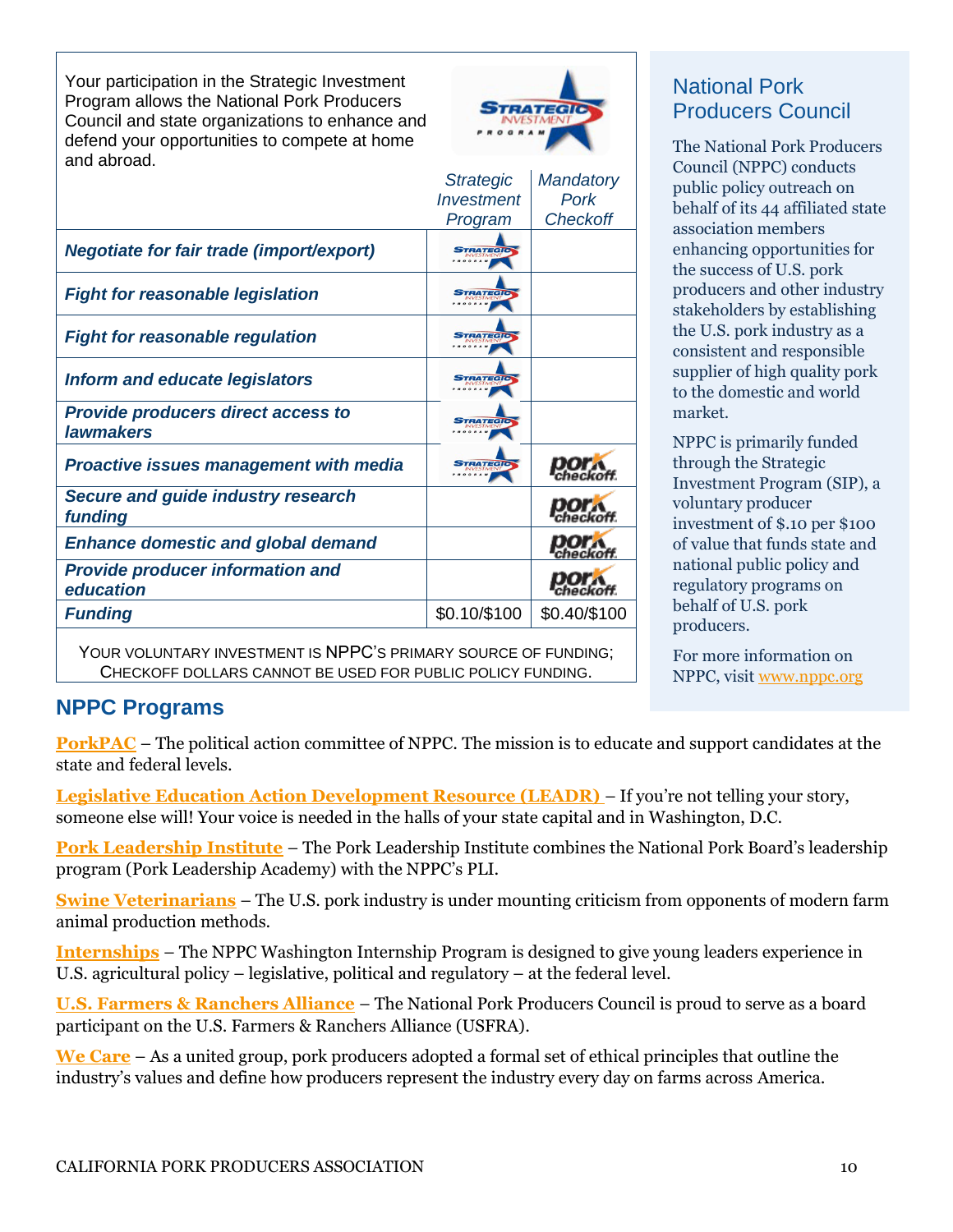Your participation in the Strategic Investment Program allows the National Pork Producers Council and state organizations to enhance and defend your opportunities to compete at home and abroad.

| | *Strategic Investment Program* | *Mandatory Pork Checkoff* |
|---|---|---|
| ***Negotiate for fair trade (import/export)*** | Strategic Investment Program | |
| ***Fight for reasonable legislation*** | Strategic Investment Program | |
| ***Fight for reasonable regulation*** | Strategic Investment Program | |
| ***Inform and educate legislators*** | Strategic Investment Program | |
| ***Provide producers direct access to lawmakers*** | Strategic Investment Program | |
| ***Proactive issues management with media*** | Strategic Investment Program | pork checkoff |
| ***Secure and guide industry research funding*** | | pork checkoff |
| ***Enhance domestic and global demand*** | | pork checkoff |
| ***Provide producer information and education*** | | pork checkoff |
| ***Funding*** | $0.10/$100 | $0.40/$100 |

YOUR VOLUNTARY INVESTMENT IS NPPC'S PRIMARY SOURCE OF FUNDING; CHECKOFF DOLLARS CANNOT BE USED FOR PUBLIC POLICY FUNDING.

## National Pork Producers Council

The National Pork Producers Council (NPPC) conducts public policy outreach on behalf of its 44 affiliated state association members enhancing opportunities for the success of U.S. pork producers and other industry stakeholders by establishing the U.S. pork industry as a consistent and responsible supplier of high quality pork to the domestic and world market.

NPPC is primarily funded through the Strategic Investment Program (SIP), a voluntary producer investment of $.10 per $100 of value that funds state and national public policy and regulatory programs on behalf of U.S. pork producers.

For more information on NPPC, visit www.nppc.org

## NPPC Programs

**PorkPAC** – The political action committee of NPPC. The mission is to educate and support candidates at the state and federal levels.

**Legislative Education Action Development Resource (LEADR)** – If you're not telling your story, someone else will! Your voice is needed in the halls of your state capital and in Washington, D.C.

**Pork Leadership Institute** – The Pork Leadership Institute combines the National Pork Board's leadership program (Pork Leadership Academy) with the NPPC's PLI.

**Swine Veterinarians** – The U.S. pork industry is under mounting criticism from opponents of modern farm animal production methods.

**Internships** – The NPPC Washington Internship Program is designed to give young leaders experience in U.S. agricultural policy – legislative, political and regulatory – at the federal level.

**U.S. Farmers & Ranchers Alliance** – The National Pork Producers Council is proud to serve as a board participant on the U.S. Farmers & Ranchers Alliance (USFRA).

**We Care** – As a united group, pork producers adopted a formal set of ethical principles that outline the industry's values and define how producers represent the industry every day on farms across America.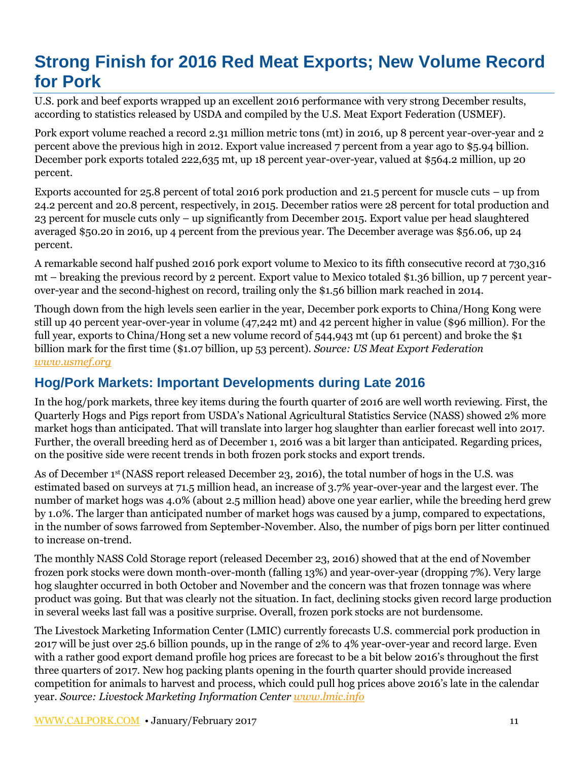# Strong Finish for 2016 Red Meat Exports; New Volume Record for Pork

U.S. pork and beef exports wrapped up an excellent 2016 performance with very strong December results, according to statistics released by USDA and compiled by the U.S. Meat Export Federation (USMEF).

Pork export volume reached a record 2.31 million metric tons (mt) in 2016, up 8 percent year-over-year and 2 percent above the previous high in 2012. Export value increased 7 percent from a year ago to $5.94 billion. December pork exports totaled 222,635 mt, up 18 percent year-over-year, valued at $564.2 million, up 20 percent.

Exports accounted for 25.8 percent of total 2016 pork production and 21.5 percent for muscle cuts – up from 24.2 percent and 20.8 percent, respectively, in 2015. December ratios were 28 percent for total production and 23 percent for muscle cuts only – up significantly from December 2015. Export value per head slaughtered averaged $50.20 in 2016, up 4 percent from the previous year. The December average was $56.06, up 24 percent.

A remarkable second half pushed 2016 pork export volume to Mexico to its fifth consecutive record at 730,316 mt – breaking the previous record by 2 percent. Export value to Mexico totaled $1.36 billion, up 7 percent year-over-year and the second-highest on record, trailing only the $1.56 billion mark reached in 2014.

Though down from the high levels seen earlier in the year, December pork exports to China/Hong Kong were still up 40 percent year-over-year in volume (47,242 mt) and 42 percent higher in value ($96 million). For the full year, exports to China/Hong set a new volume record of 544,943 mt (up 61 percent) and broke the $1 billion mark for the first time ($1.07 billion, up 53 percent). *Source: US Meat Export Federation [www.usmef.org](http://www.usmef.org)*

## Hog/Pork Markets: Important Developments during Late 2016

In the hog/pork markets, three key items during the fourth quarter of 2016 are well worth reviewing. First, the Quarterly Hogs and Pigs report from USDA's National Agricultural Statistics Service (NASS) showed 2% more market hogs than anticipated. That will translate into larger hog slaughter than earlier forecast well into 2017. Further, the overall breeding herd as of December 1, 2016 was a bit larger than anticipated. Regarding prices, on the positive side were recent trends in both frozen pork stocks and export trends.

As of December 1st (NASS report released December 23, 2016), the total number of hogs in the U.S. was estimated based on surveys at 71.5 million head, an increase of 3.7% year-over-year and the largest ever. The number of market hogs was 4.0% (about 2.5 million head) above one year earlier, while the breeding herd grew by 1.0%. The larger than anticipated number of market hogs was caused by a jump, compared to expectations, in the number of sows farrowed from September-November. Also, the number of pigs born per litter continued to increase on-trend.

The monthly NASS Cold Storage report (released December 23, 2016) showed that at the end of November frozen pork stocks were down month-over-month (falling 13%) and year-over-year (dropping 7%). Very large hog slaughter occurred in both October and November and the concern was that frozen tonnage was where product was going. But that was clearly not the situation. In fact, declining stocks given record large production in several weeks last fall was a positive surprise. Overall, frozen pork stocks are not burdensome.

The Livestock Marketing Information Center (LMIC) currently forecasts U.S. commercial pork production in 2017 will be just over 25.6 billion pounds, up in the range of 2% to 4% year-over-year and record large. Even with a rather good export demand profile hog prices are forecast to be a bit below 2016's throughout the first three quarters of 2017. New hog packing plants opening in the fourth quarter should provide increased competition for animals to harvest and process, which could pull hog prices above 2016's late in the calendar year. *Source: Livestock Marketing Information Center [www.lmic.info](http://www.lmic.info)*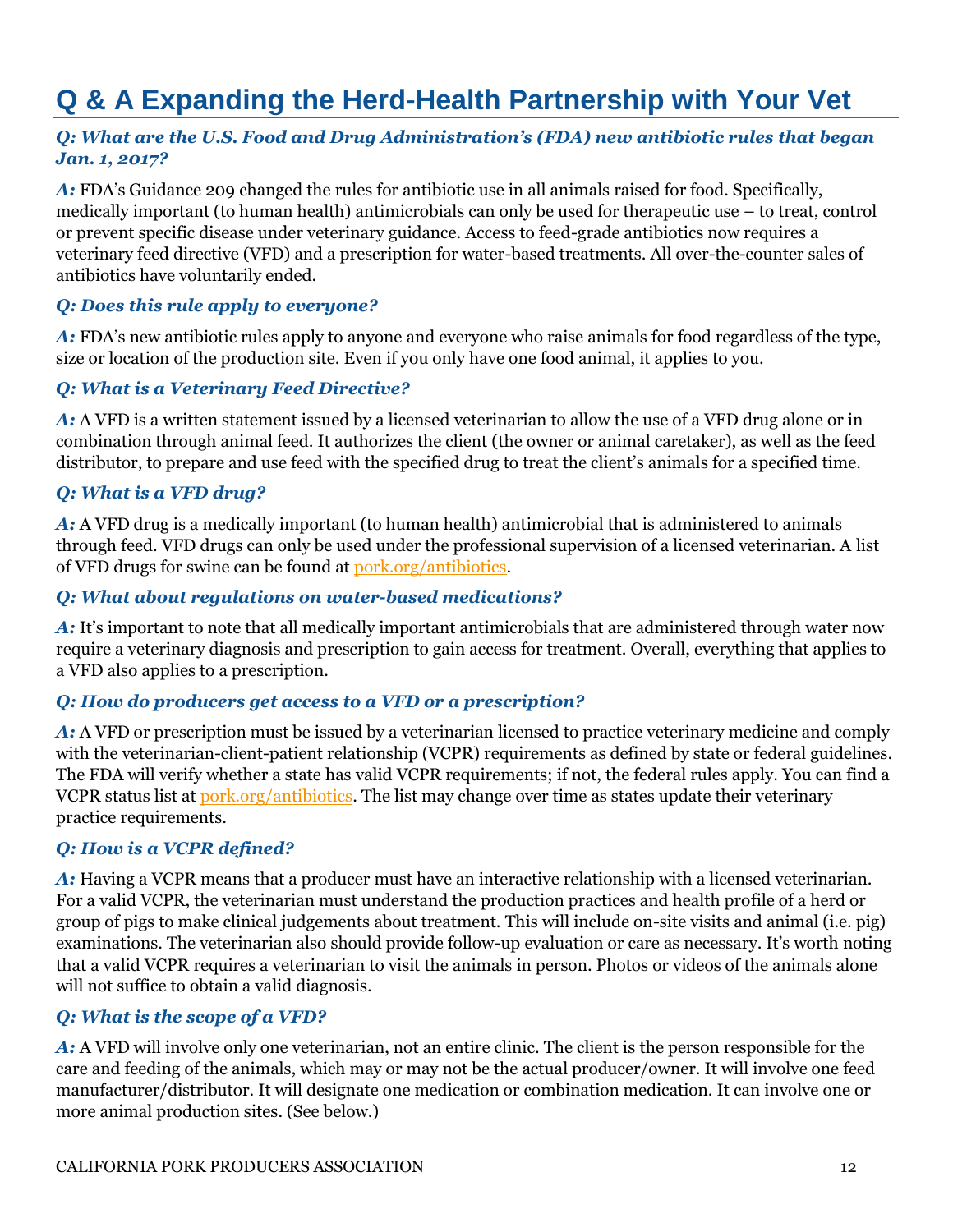# Q & A Expanding the Herd-Health Partnership with Your Vet

***Q: What are the U.S. Food and Drug Administration's (FDA) new antibiotic rules that began Jan. 1, 2017?***

***A:*** FDA's Guidance 209 changed the rules for antibiotic use in all animals raised for food. Specifically, medically important (to human health) antimicrobials can only be used for therapeutic use – to treat, control or prevent specific disease under veterinary guidance. Access to feed-grade antibiotics now requires a veterinary feed directive (VFD) and a prescription for water-based treatments. All over-the-counter sales of antibiotics have voluntarily ended.

***Q: Does this rule apply to everyone?***

***A:*** FDA's new antibiotic rules apply to anyone and everyone who raise animals for food regardless of the type, size or location of the production site. Even if you only have one food animal, it applies to you.

***Q: What is a Veterinary Feed Directive?***

***A:*** A VFD is a written statement issued by a licensed veterinarian to allow the use of a VFD drug alone or in combination through animal feed. It authorizes the client (the owner or animal caretaker), as well as the feed distributor, to prepare and use feed with the specified drug to treat the client's animals for a specified time.

***Q: What is a VFD drug?***

***A:*** A VFD drug is a medically important (to human health) antimicrobial that is administered to animals through feed. VFD drugs can only be used under the professional supervision of a licensed veterinarian. A list of VFD drugs for swine can be found at pork.org/antibiotics.

***Q: What about regulations on water-based medications?***

***A:*** It's important to note that all medically important antimicrobials that are administered through water now require a veterinary diagnosis and prescription to gain access for treatment. Overall, everything that applies to a VFD also applies to a prescription.

***Q: How do producers get access to a VFD or a prescription?***

***A:*** A VFD or prescription must be issued by a veterinarian licensed to practice veterinary medicine and comply with the veterinarian-client-patient relationship (VCPR) requirements as defined by state or federal guidelines. The FDA will verify whether a state has valid VCPR requirements; if not, the federal rules apply. You can find a VCPR status list at pork.org/antibiotics. The list may change over time as states update their veterinary practice requirements.

***Q: How is a VCPR defined?***

***A:*** Having a VCPR means that a producer must have an interactive relationship with a licensed veterinarian. For a valid VCPR, the veterinarian must understand the production practices and health profile of a herd or group of pigs to make clinical judgements about treatment. This will include on-site visits and animal (i.e. pig) examinations. The veterinarian also should provide follow-up evaluation or care as necessary. It's worth noting that a valid VCPR requires a veterinarian to visit the animals in person. Photos or videos of the animals alone will not suffice to obtain a valid diagnosis.

***Q: What is the scope of a VFD?***

***A:*** A VFD will involve only one veterinarian, not an entire clinic. The client is the person responsible for the care and feeding of the animals, which may or may not be the actual producer/owner. It will involve one feed manufacturer/distributor. It will designate one medication or combination medication. It can involve one or more animal production sites. (See below.)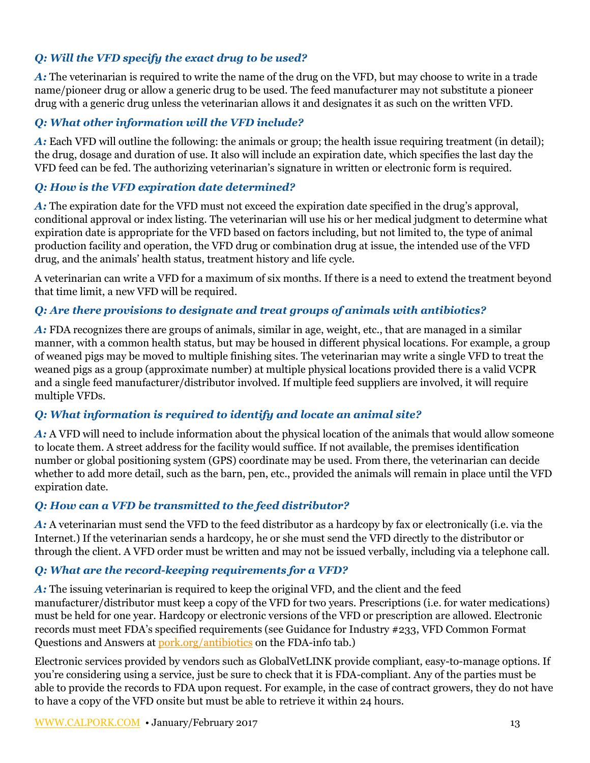***Q: Will the VFD specify the exact drug to be used?***

***A:*** The veterinarian is required to write the name of the drug on the VFD, but may choose to write in a trade name/pioneer drug or allow a generic drug to be used. The feed manufacturer may not substitute a pioneer drug with a generic drug unless the veterinarian allows it and designates it as such on the written VFD.

***Q: What other information will the VFD include?***

***A:*** Each VFD will outline the following: the animals or group; the health issue requiring treatment (in detail); the drug, dosage and duration of use. It also will include an expiration date, which specifies the last day the VFD feed can be fed. The authorizing veterinarian's signature in written or electronic form is required.

***Q: How is the VFD expiration date determined?***

***A:*** The expiration date for the VFD must not exceed the expiration date specified in the drug's approval, conditional approval or index listing. The veterinarian will use his or her medical judgment to determine what expiration date is appropriate for the VFD based on factors including, but not limited to, the type of animal production facility and operation, the VFD drug or combination drug at issue, the intended use of the VFD drug, and the animals' health status, treatment history and life cycle.

A veterinarian can write a VFD for a maximum of six months. If there is a need to extend the treatment beyond that time limit, a new VFD will be required.

***Q: Are there provisions to designate and treat groups of animals with antibiotics?***

***A:*** FDA recognizes there are groups of animals, similar in age, weight, etc., that are managed in a similar manner, with a common health status, but may be housed in different physical locations. For example, a group of weaned pigs may be moved to multiple finishing sites. The veterinarian may write a single VFD to treat the weaned pigs as a group (approximate number) at multiple physical locations provided there is a valid VCPR and a single feed manufacturer/distributor involved. If multiple feed suppliers are involved, it will require multiple VFDs.

***Q: What information is required to identify and locate an animal site?***

***A:*** A VFD will need to include information about the physical location of the animals that would allow someone to locate them. A street address for the facility would suffice. If not available, the premises identification number or global positioning system (GPS) coordinate may be used. From there, the veterinarian can decide whether to add more detail, such as the barn, pen, etc., provided the animals will remain in place until the VFD expiration date.

***Q: How can a VFD be transmitted to the feed distributor?***

***A:*** A veterinarian must send the VFD to the feed distributor as a hardcopy by fax or electronically (i.e. via the Internet.) If the veterinarian sends a hardcopy, he or she must send the VFD directly to the distributor or through the client. A VFD order must be written and may not be issued verbally, including via a telephone call.

***Q: What are the record-keeping requirements for a VFD?***

***A:*** The issuing veterinarian is required to keep the original VFD, and the client and the feed manufacturer/distributor must keep a copy of the VFD for two years. Prescriptions (i.e. for water medications) must be held for one year. Hardcopy or electronic versions of the VFD or prescription are allowed. Electronic records must meet FDA's specified requirements (see Guidance for Industry #233, VFD Common Format Questions and Answers at pork.org/antibiotics on the FDA-info tab.)

Electronic services provided by vendors such as GlobalVetLINK provide compliant, easy-to-manage options. If you're considering using a service, just be sure to check that it is FDA-compliant. Any of the parties must be able to provide the records to FDA upon request. For example, in the case of contract growers, they do not have to have a copy of the VFD onsite but must be able to retrieve it within 24 hours.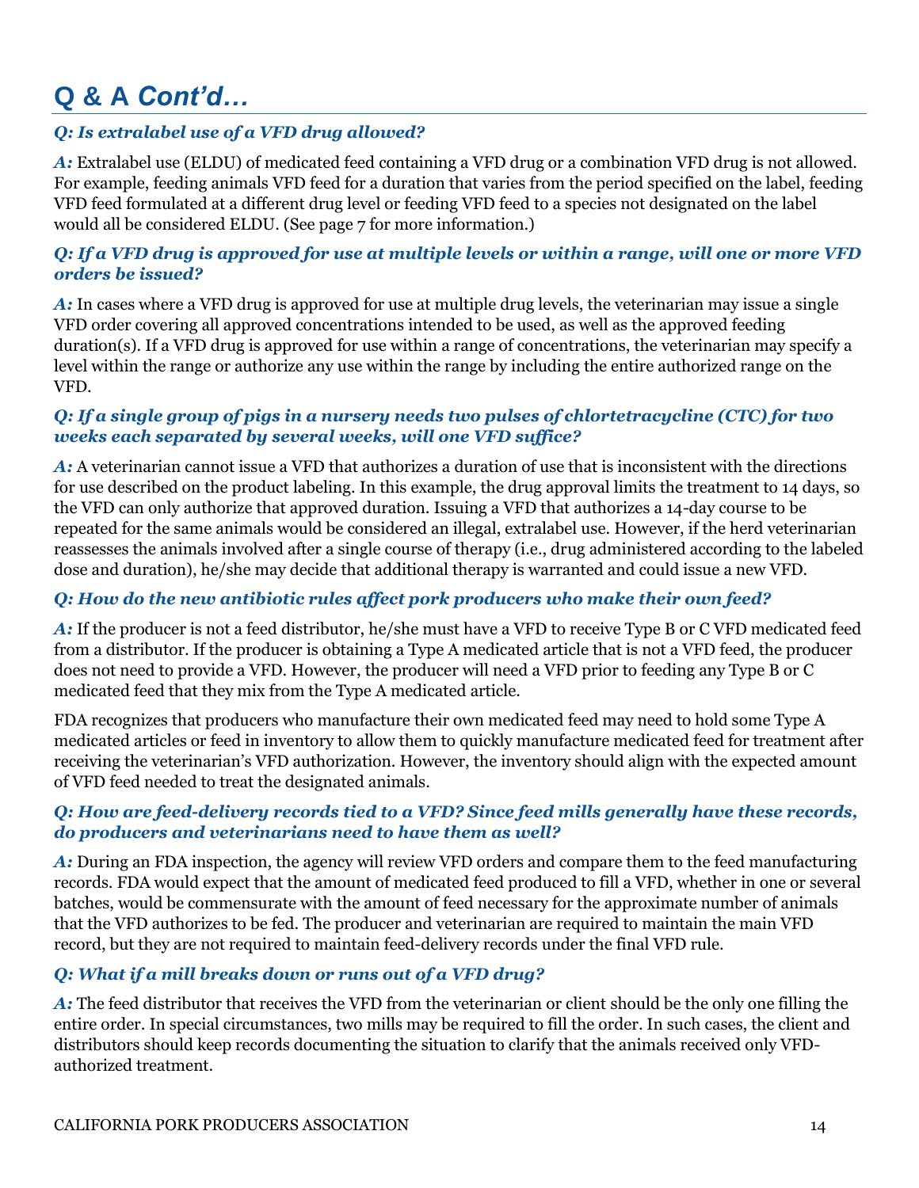# Q & A *Cont'd…*

***Q: Is extralabel use of a VFD drug allowed?***

***A:*** Extralabel use (ELDU) of medicated feed containing a VFD drug or a combination VFD drug is not allowed. For example, feeding animals VFD feed for a duration that varies from the period specified on the label, feeding VFD feed formulated at a different drug level or feeding VFD feed to a species not designated on the label would all be considered ELDU. (See page 7 for more information.)

***Q: If a VFD drug is approved for use at multiple levels or within a range, will one or more VFD orders be issued?***

***A:*** In cases where a VFD drug is approved for use at multiple drug levels, the veterinarian may issue a single VFD order covering all approved concentrations intended to be used, as well as the approved feeding duration(s). If a VFD drug is approved for use within a range of concentrations, the veterinarian may specify a level within the range or authorize any use within the range by including the entire authorized range on the VFD.

***Q: If a single group of pigs in a nursery needs two pulses of chlortetracycline (CTC) for two weeks each separated by several weeks, will one VFD suffice?***

***A:*** A veterinarian cannot issue a VFD that authorizes a duration of use that is inconsistent with the directions for use described on the product labeling. In this example, the drug approval limits the treatment to 14 days, so the VFD can only authorize that approved duration. Issuing a VFD that authorizes a 14-day course to be repeated for the same animals would be considered an illegal, extralabel use. However, if the herd veterinarian reassesses the animals involved after a single course of therapy (i.e., drug administered according to the labeled dose and duration), he/she may decide that additional therapy is warranted and could issue a new VFD.

***Q: How do the new antibiotic rules affect pork producers who make their own feed?***

***A:*** If the producer is not a feed distributor, he/she must have a VFD to receive Type B or C VFD medicated feed from a distributor. If the producer is obtaining a Type A medicated article that is not a VFD feed, the producer does not need to provide a VFD. However, the producer will need a VFD prior to feeding any Type B or C medicated feed that they mix from the Type A medicated article.

FDA recognizes that producers who manufacture their own medicated feed may need to hold some Type A medicated articles or feed in inventory to allow them to quickly manufacture medicated feed for treatment after receiving the veterinarian's VFD authorization. However, the inventory should align with the expected amount of VFD feed needed to treat the designated animals.

***Q: How are feed-delivery records tied to a VFD? Since feed mills generally have these records, do producers and veterinarians need to have them as well?***

***A:*** During an FDA inspection, the agency will review VFD orders and compare them to the feed manufacturing records. FDA would expect that the amount of medicated feed produced to fill a VFD, whether in one or several batches, would be commensurate with the amount of feed necessary for the approximate number of animals that the VFD authorizes to be fed. The producer and veterinarian are required to maintain the main VFD record, but they are not required to maintain feed-delivery records under the final VFD rule.

***Q: What if a mill breaks down or runs out of a VFD drug?***

***A:*** The feed distributor that receives the VFD from the veterinarian or client should be the only one filling the entire order. In special circumstances, two mills may be required to fill the order. In such cases, the client and distributors should keep records documenting the situation to clarify that the animals received only VFD-authorized treatment.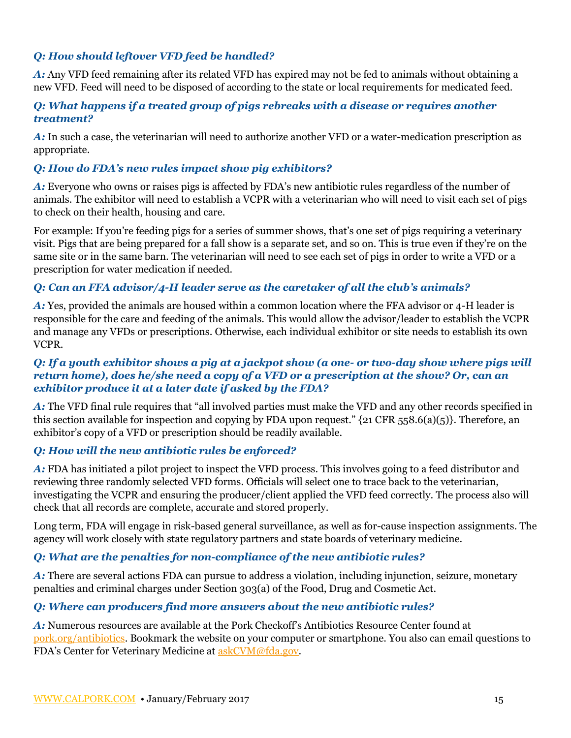***Q: How should leftover VFD feed be handled?***

***A:*** Any VFD feed remaining after its related VFD has expired may not be fed to animals without obtaining a new VFD. Feed will need to be disposed of according to the state or local requirements for medicated feed.

***Q: What happens if a treated group of pigs rebreaks with a disease or requires another treatment?***

***A:*** In such a case, the veterinarian will need to authorize another VFD or a water-medication prescription as appropriate.

***Q: How do FDA's new rules impact show pig exhibitors?***

***A:*** Everyone who owns or raises pigs is affected by FDA's new antibiotic rules regardless of the number of animals. The exhibitor will need to establish a VCPR with a veterinarian who will need to visit each set of pigs to check on their health, housing and care.

For example: If you're feeding pigs for a series of summer shows, that's one set of pigs requiring a veterinary visit. Pigs that are being prepared for a fall show is a separate set, and so on. This is true even if they're on the same site or in the same barn. The veterinarian will need to see each set of pigs in order to write a VFD or a prescription for water medication if needed.

***Q: Can an FFA advisor/4-H leader serve as the caretaker of all the club's animals?***

***A:*** Yes, provided the animals are housed within a common location where the FFA advisor or 4-H leader is responsible for the care and feeding of the animals. This would allow the advisor/leader to establish the VCPR and manage any VFDs or prescriptions. Otherwise, each individual exhibitor or site needs to establish its own VCPR.

***Q: If a youth exhibitor shows a pig at a jackpot show (a one- or two-day show where pigs will return home), does he/she need a copy of a VFD or a prescription at the show? Or, can an exhibitor produce it at a later date if asked by the FDA?***

***A:*** The VFD final rule requires that "all involved parties must make the VFD and any other records specified in this section available for inspection and copying by FDA upon request." {21 CFR 558.6(a)(5)}. Therefore, an exhibitor's copy of a VFD or prescription should be readily available.

***Q: How will the new antibiotic rules be enforced?***

***A:*** FDA has initiated a pilot project to inspect the VFD process. This involves going to a feed distributor and reviewing three randomly selected VFD forms. Officials will select one to trace back to the veterinarian, investigating the VCPR and ensuring the producer/client applied the VFD feed correctly. The process also will check that all records are complete, accurate and stored properly.

Long term, FDA will engage in risk-based general surveillance, as well as for-cause inspection assignments. The agency will work closely with state regulatory partners and state boards of veterinary medicine.

***Q: What are the penalties for non-compliance of the new antibiotic rules?***

***A:*** There are several actions FDA can pursue to address a violation, including injunction, seizure, monetary penalties and criminal charges under Section 303(a) of the Food, Drug and Cosmetic Act.

***Q: Where can producers find more answers about the new antibiotic rules?***

***A:*** Numerous resources are available at the Pork Checkoff's Antibiotics Resource Center found at pork.org/antibiotics. Bookmark the website on your computer or smartphone. You also can email questions to FDA's Center for Veterinary Medicine at askCVM@fda.gov.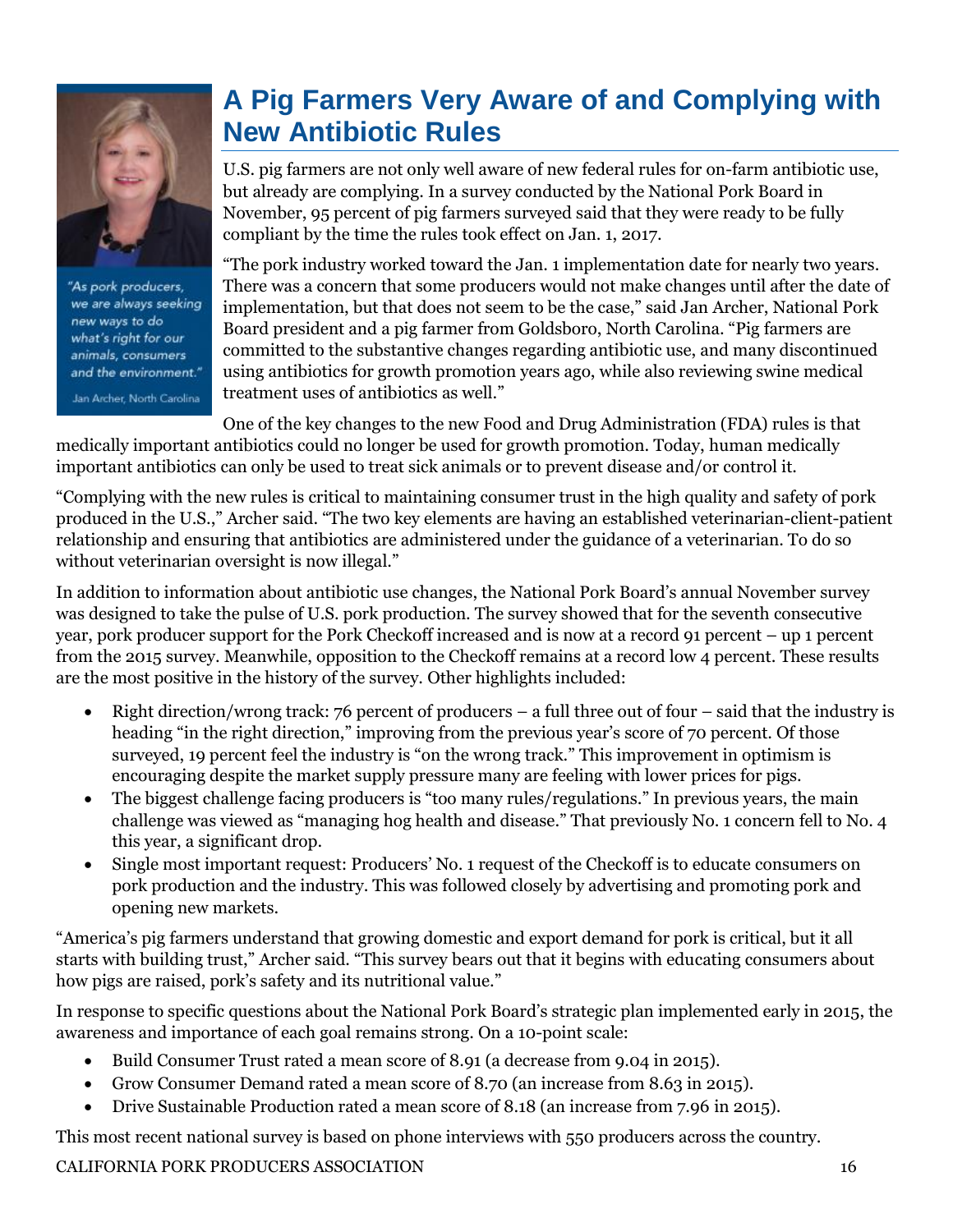# A Pig Farmers Very Aware of and Complying with New Antibiotic Rules

*"As pork producers, we are always seeking new ways to do what's right for our animals, consumers and the environment."*

Jan Archer, North Carolina

U.S. pig farmers are not only well aware of new federal rules for on-farm antibiotic use, but already are complying. In a survey conducted by the National Pork Board in November, 95 percent of pig farmers surveyed said that they were ready to be fully compliant by the time the rules took effect on Jan. 1, 2017.

"The pork industry worked toward the Jan. 1 implementation date for nearly two years. There was a concern that some producers would not make changes until after the date of implementation, but that does not seem to be the case," said Jan Archer, National Pork Board president and a pig farmer from Goldsboro, North Carolina. "Pig farmers are committed to the substantive changes regarding antibiotic use, and many discontinued using antibiotics for growth promotion years ago, while also reviewing swine medical treatment uses of antibiotics as well."

One of the key changes to the new Food and Drug Administration (FDA) rules is that medically important antibiotics could no longer be used for growth promotion. Today, human medically important antibiotics can only be used to treat sick animals or to prevent disease and/or control it.

"Complying with the new rules is critical to maintaining consumer trust in the high quality and safety of pork produced in the U.S.," Archer said. "The two key elements are having an established veterinarian-client-patient relationship and ensuring that antibiotics are administered under the guidance of a veterinarian. To do so without veterinarian oversight is now illegal."

In addition to information about antibiotic use changes, the National Pork Board's annual November survey was designed to take the pulse of U.S. pork production. The survey showed that for the seventh consecutive year, pork producer support for the Pork Checkoff increased and is now at a record 91 percent – up 1 percent from the 2015 survey. Meanwhile, opposition to the Checkoff remains at a record low 4 percent. These results are the most positive in the history of the survey. Other highlights included:

- Right direction/wrong track: 76 percent of producers – a full three out of four – said that the industry is heading "in the right direction," improving from the previous year's score of 70 percent. Of those surveyed, 19 percent feel the industry is "on the wrong track." This improvement in optimism is encouraging despite the market supply pressure many are feeling with lower prices for pigs.
- The biggest challenge facing producers is "too many rules/regulations." In previous years, the main challenge was viewed as "managing hog health and disease." That previously No. 1 concern fell to No. 4 this year, a significant drop.
- Single most important request: Producers' No. 1 request of the Checkoff is to educate consumers on pork production and the industry. This was followed closely by advertising and promoting pork and opening new markets.

"America's pig farmers understand that growing domestic and export demand for pork is critical, but it all starts with building trust," Archer said. "This survey bears out that it begins with educating consumers about how pigs are raised, pork's safety and its nutritional value."

In response to specific questions about the National Pork Board's strategic plan implemented early in 2015, the awareness and importance of each goal remains strong. On a 10-point scale:

- Build Consumer Trust rated a mean score of 8.91 (a decrease from 9.04 in 2015).
- Grow Consumer Demand rated a mean score of 8.70 (an increase from 8.63 in 2015).
- Drive Sustainable Production rated a mean score of 8.18 (an increase from 7.96 in 2015).

This most recent national survey is based on phone interviews with 550 producers across the country.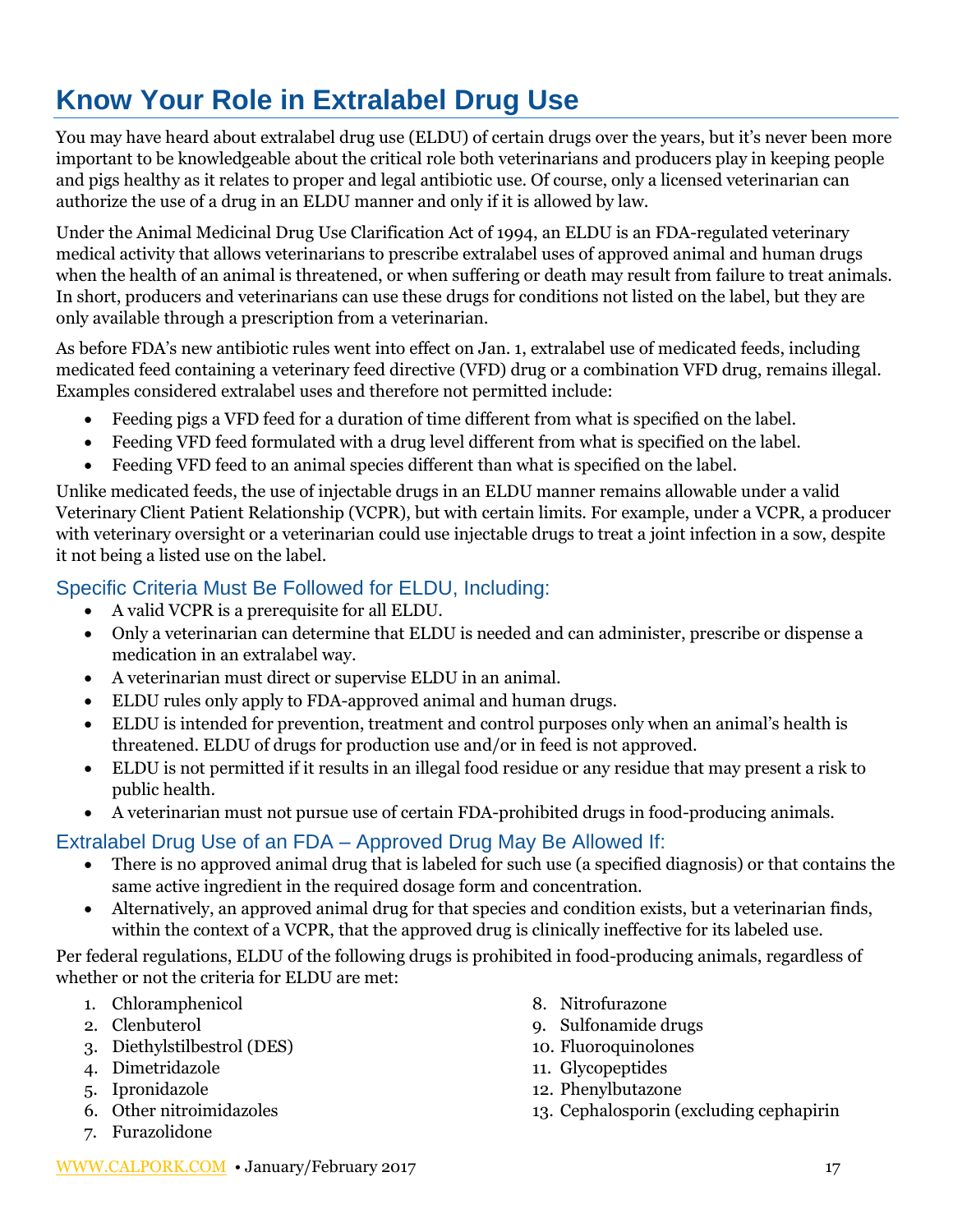# Know Your Role in Extralabel Drug Use

You may have heard about extralabel drug use (ELDU) of certain drugs over the years, but it's never been more important to be knowledgeable about the critical role both veterinarians and producers play in keeping people and pigs healthy as it relates to proper and legal antibiotic use. Of course, only a licensed veterinarian can authorize the use of a drug in an ELDU manner and only if it is allowed by law.

Under the Animal Medicinal Drug Use Clarification Act of 1994, an ELDU is an FDA-regulated veterinary medical activity that allows veterinarians to prescribe extralabel uses of approved animal and human drugs when the health of an animal is threatened, or when suffering or death may result from failure to treat animals. In short, producers and veterinarians can use these drugs for conditions not listed on the label, but they are only available through a prescription from a veterinarian.

As before FDA's new antibiotic rules went into effect on Jan. 1, extralabel use of medicated feeds, including medicated feed containing a veterinary feed directive (VFD) drug or a combination VFD drug, remains illegal. Examples considered extralabel uses and therefore not permitted include:

- Feeding pigs a VFD feed for a duration of time different from what is specified on the label.
- Feeding VFD feed formulated with a drug level different from what is specified on the label.
- Feeding VFD feed to an animal species different than what is specified on the label.

Unlike medicated feeds, the use of injectable drugs in an ELDU manner remains allowable under a valid Veterinary Client Patient Relationship (VCPR), but with certain limits. For example, under a VCPR, a producer with veterinary oversight or a veterinarian could use injectable drugs to treat a joint infection in a sow, despite it not being a listed use on the label.

## Specific Criteria Must Be Followed for ELDU, Including:

- A valid VCPR is a prerequisite for all ELDU.
- Only a veterinarian can determine that ELDU is needed and can administer, prescribe or dispense a medication in an extralabel way.
- A veterinarian must direct or supervise ELDU in an animal.
- ELDU rules only apply to FDA-approved animal and human drugs.
- ELDU is intended for prevention, treatment and control purposes only when an animal's health is threatened. ELDU of drugs for production use and/or in feed is not approved.
- ELDU is not permitted if it results in an illegal food residue or any residue that may present a risk to public health.
- A veterinarian must not pursue use of certain FDA-prohibited drugs in food-producing animals.

## Extralabel Drug Use of an FDA – Approved Drug May Be Allowed If:

- There is no approved animal drug that is labeled for such use (a specified diagnosis) or that contains the same active ingredient in the required dosage form and concentration.
- Alternatively, an approved animal drug for that species and condition exists, but a veterinarian finds, within the context of a VCPR, that the approved drug is clinically ineffective for its labeled use.

Per federal regulations, ELDU of the following drugs is prohibited in food-producing animals, regardless of whether or not the criteria for ELDU are met:

1. Chloramphenicol
2. Clenbuterol
3. Diethylstilbestrol (DES)
4. Dimetridazole
5. Ipronidazole
6. Other nitroimidazoles
7. Furazolidone
8. Nitrofurazone
9. Sulfonamide drugs
10. Fluoroquinolones
11. Glycopeptides
12. Phenylbutazone
13. Cephalosporin (excluding cephapirin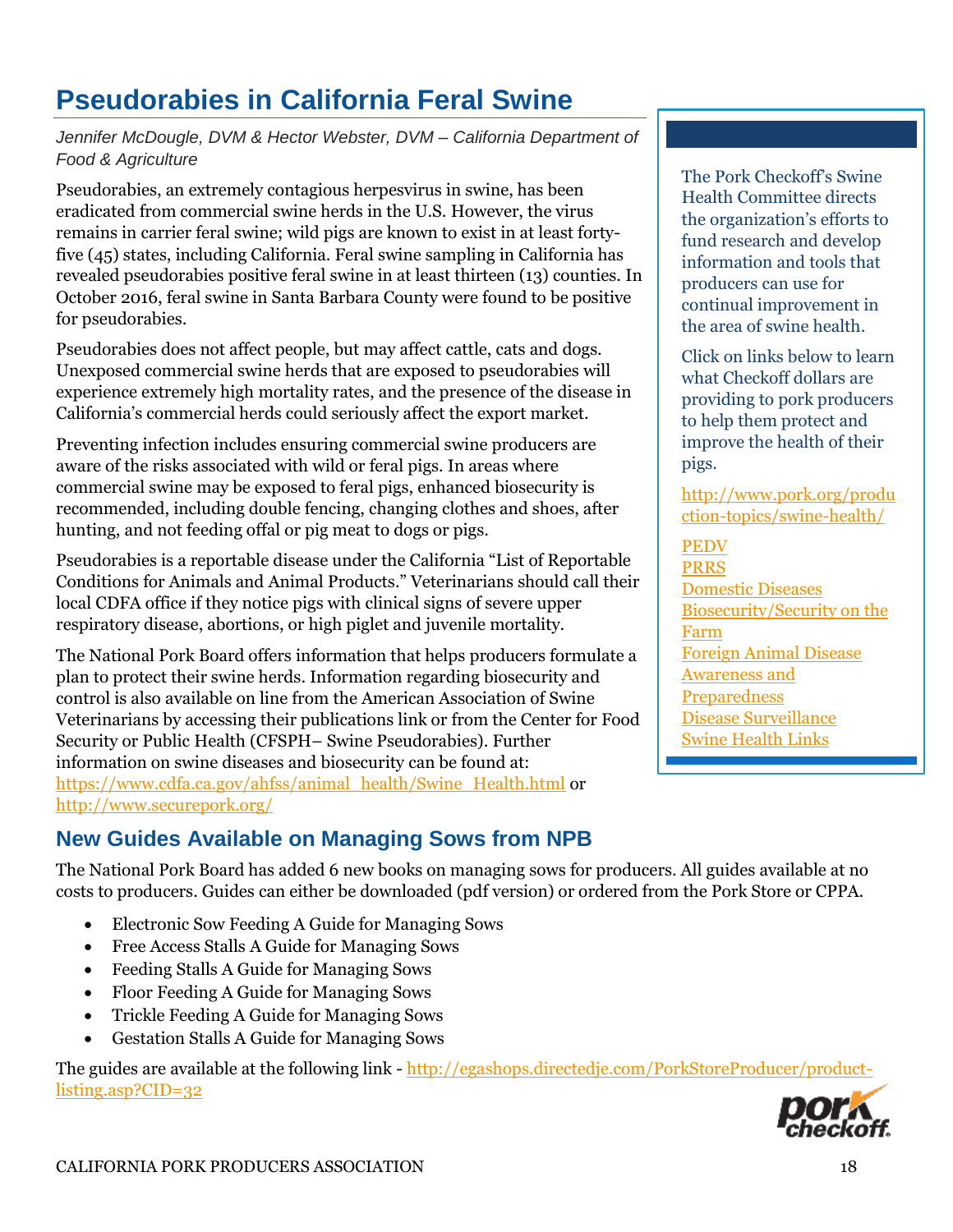# Pseudorabies in California Feral Swine

*Jennifer McDougle, DVM & Hector Webster, DVM – California Department of Food & Agriculture*

Pseudorabies, an extremely contagious herpesvirus in swine, has been eradicated from commercial swine herds in the U.S. However, the virus remains in carrier feral swine; wild pigs are known to exist in at least forty-five (45) states, including California. Feral swine sampling in California has revealed pseudorabies positive feral swine in at least thirteen (13) counties. In October 2016, feral swine in Santa Barbara County were found to be positive for pseudorabies.

Pseudorabies does not affect people, but may affect cattle, cats and dogs. Unexposed commercial swine herds that are exposed to pseudorabies will experience extremely high mortality rates, and the presence of the disease in California's commercial herds could seriously affect the export market.

Preventing infection includes ensuring commercial swine producers are aware of the risks associated with wild or feral pigs. In areas where commercial swine may be exposed to feral pigs, enhanced biosecurity is recommended, including double fencing, changing clothes and shoes, after hunting, and not feeding offal or pig meat to dogs or pigs.

Pseudorabies is a reportable disease under the California "List of Reportable Conditions for Animals and Animal Products." Veterinarians should call their local CDFA office if they notice pigs with clinical signs of severe upper respiratory disease, abortions, or high piglet and juvenile mortality.

The National Pork Board offers information that helps producers formulate a plan to protect their swine herds. Information regarding biosecurity and control is also available on line from the American Association of Swine Veterinarians by accessing their publications link or from the Center for Food Security or Public Health (CFSPH– Swine Pseudorabies). Further information on swine diseases and biosecurity can be found at: https://www.cdfa.ca.gov/ahfss/animal_health/Swine_Health.html or http://www.securepork.org/

The Pork Checkoff's Swine Health Committee directs the organization's efforts to fund research and develop information and tools that producers can use for continual improvement in the area of swine health.

Click on links below to learn what Checkoff dollars are providing to pork producers to help them protect and improve the health of their pigs.

http://www.pork.org/production-topics/swine-health/

PEDV
PRRS
Domestic Diseases
Biosecurity/Security on the Farm
Foreign Animal Disease Awareness and Preparedness
Disease Surveillance
Swine Health Links

## New Guides Available on Managing Sows from NPB

The National Pork Board has added 6 new books on managing sows for producers. All guides available at no costs to producers. Guides can either be downloaded (pdf version) or ordered from the Pork Store or CPPA.

- Electronic Sow Feeding A Guide for Managing Sows
- Free Access Stalls A Guide for Managing Sows
- Feeding Stalls A Guide for Managing Sows
- Floor Feeding A Guide for Managing Sows
- Trickle Feeding A Guide for Managing Sows
- Gestation Stalls A Guide for Managing Sows

The guides are available at the following link - http://egashops.directedje.com/PorkStoreProducer/product-listing.asp?CID=32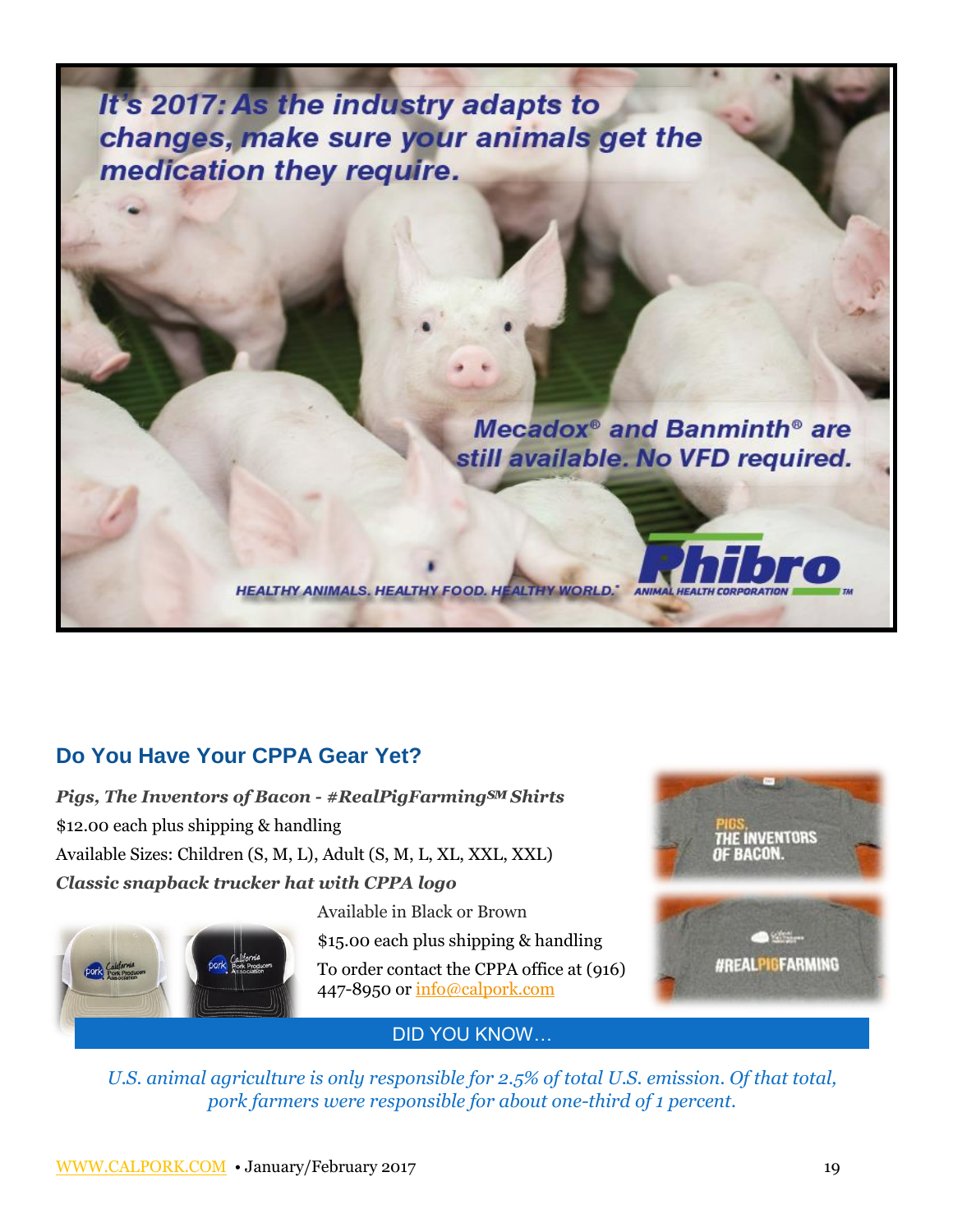It's 2017: As the industry adapts to changes, make sure your animals get the medication they require.

Mecadox® and Banminth® are still available. No VFD required.

HEALTHY ANIMALS. HEALTHY FOOD. HEALTHY WORLD.

Phibro ANIMAL HEALTH CORPORATION

## Do You Have Your CPPA Gear Yet?

***Pigs, The Inventors of Bacon - #RealPigFarming℠ Shirts***

$12.00 each plus shipping & handling

Available Sizes: Children (S, M, L), Adult (S, M, L, XL, XXL, XXL)

***Classic snapback trucker hat with CPPA logo***

Available in Black or Brown

$15.00 each plus shipping & handling

To order contact the CPPA office at (916) 447-8950 or info@calpork.com

PIGS, THE INVENTORS OF BACON.

#REALPIGFARMING

### DID YOU KNOW…

*U.S. animal agriculture is only responsible for 2.5% of total U.S. emission. Of that total, pork farmers were responsible for about one-third of 1 percent.*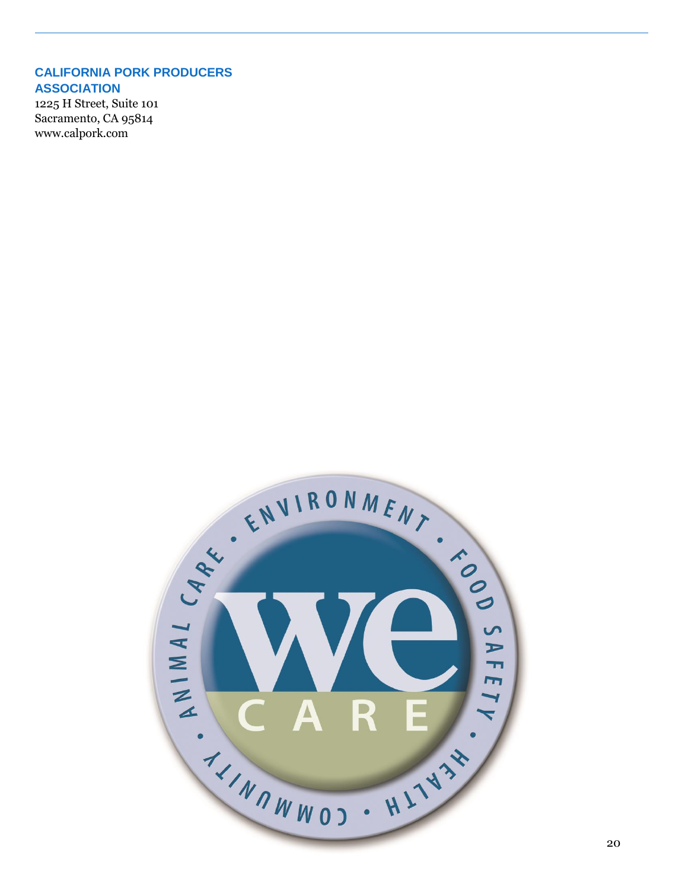**CALIFORNIA PORK PRODUCERS ASSOCIATION**
1225 H Street, Suite 101
Sacramento, CA 95814
www.calpork.com